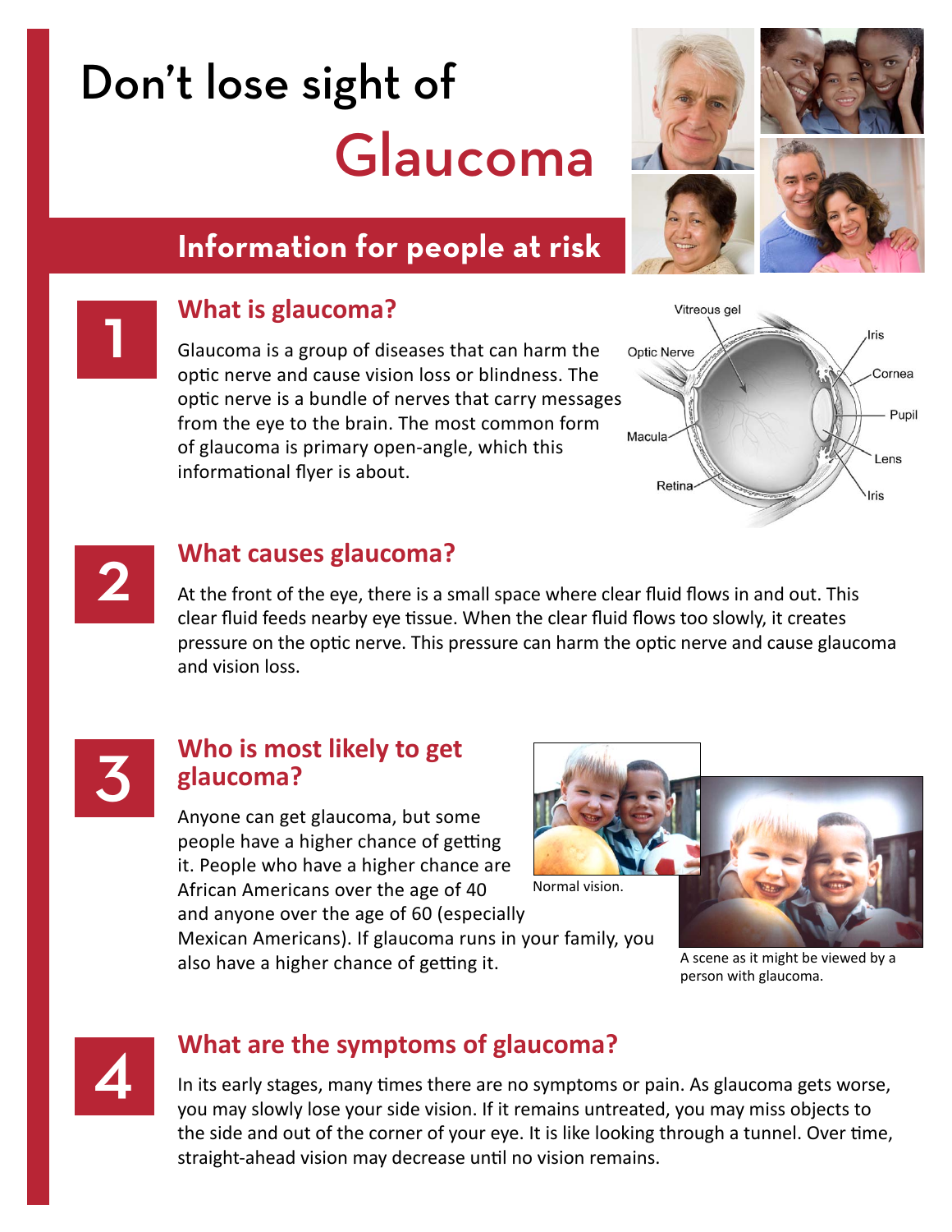# Don't lose sight of Glaucoma

## Information for people at risk

## 1 What is glaucoma?

Glaucoma is a group of diseases that can harm the optic nerve and cause vision loss or blindness. The optic nerve is a bundle of nerves that carry messages from the eye to the brain. The most common form of glaucoma is primary open-angle, which this informational flyer is about.

## 2 What causes glaucoma?

At the front of the eye, there is a small space where clear fluid flows in and out. This clear fluid feeds nearby eye tissue. When the clear fluid flows too slowly, it creates pressure on the optic nerve. This pressure can harm the optic nerve and cause glaucoma and vision loss.

## 3 Who is most likely to get glaucoma?

Anyone can get glaucoma, but some people have a higher chance of getting it. People who have a higher chance are African Americans over the age of 40 and anyone over the age of 60 (especially Mexican Americans). If glaucoma runs in your family, you also have a higher chance of getting it.

Normal vision.

A scene as it might be viewed by a person with glaucoma.

## 4 What are the symptoms of glaucoma?

In its early stages, many times there are no symptoms or pain. As glaucoma gets worse, you may slowly lose your side vision. If it remains untreated, you may miss objects to the side and out of the corner of your eye. It is like looking through a tunnel. Over time, straight-ahead vision may decrease until no vision remains.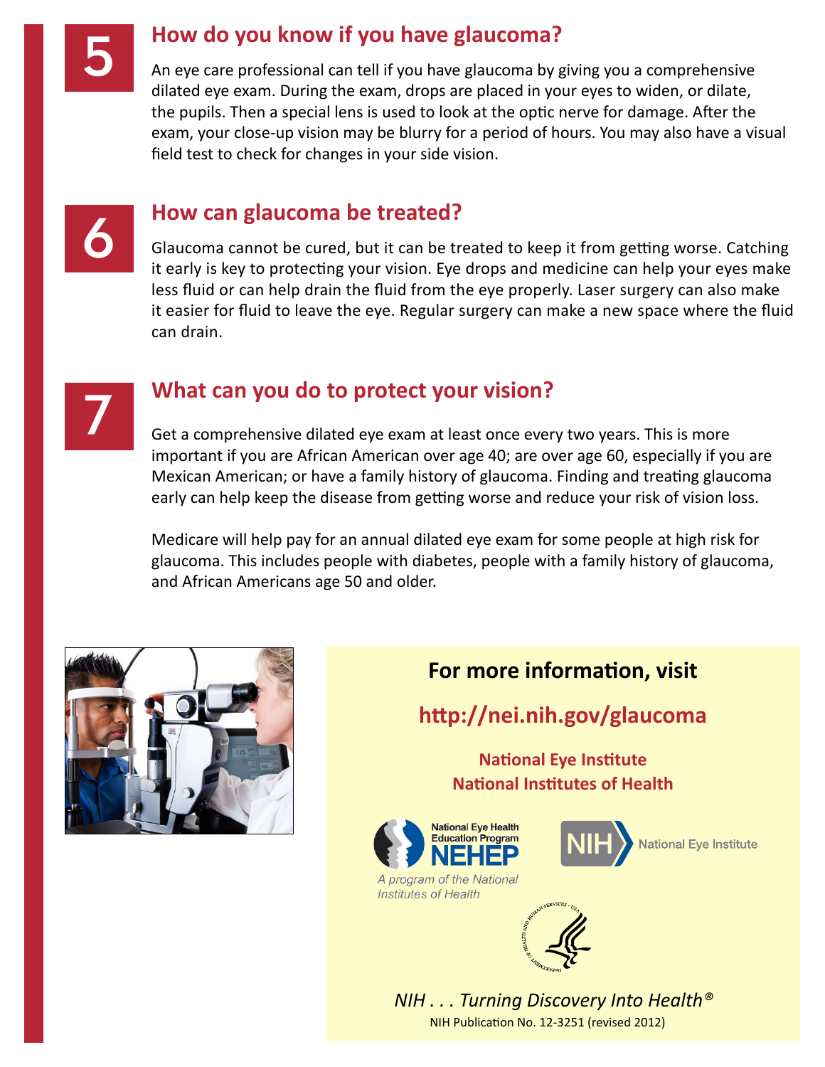## 5 How do you know if you have glaucoma?

An eye care professional can tell if you have glaucoma by giving you a comprehensive dilated eye exam. During the exam, drops are placed in your eyes to widen, or dilate, the pupils. Then a special lens is used to look at the optic nerve for damage. After the exam, your close-up vision may be blurry for a period of hours. You may also have a visual field test to check for changes in your side vision.

## 6 How can glaucoma be treated?

Glaucoma cannot be cured, but it can be treated to keep it from getting worse. Catching it early is key to protecting your vision. Eye drops and medicine can help your eyes make less fluid or can help drain the fluid from the eye properly. Laser surgery can also make it easier for fluid to leave the eye. Regular surgery can make a new space where the fluid can drain.

## 7 What can you do to protect your vision?

Get a comprehensive dilated eye exam at least once every two years. This is more important if you are African American over age 40; are over age 60, especially if you are Mexican American; or have a family history of glaucoma. Finding and treating glaucoma early can help keep the disease from getting worse and reduce your risk of vision loss.

Medicare will help pay for an annual dilated eye exam for some people at high risk for glaucoma. This includes people with diabetes, people with a family history of glaucoma, and African Americans age 50 and older.

**For more information, visit**

**http://nei.nih.gov/glaucoma**

**National Eye Institute**
**National Institutes of Health**

National Eye Health Education Program NEHEP

*A program of the National Institutes of Health*

NIH National Eye Institute

*NIH . . . Turning Discovery Into Health®*

NIH Publication No. 12-3251 (revised 2012)